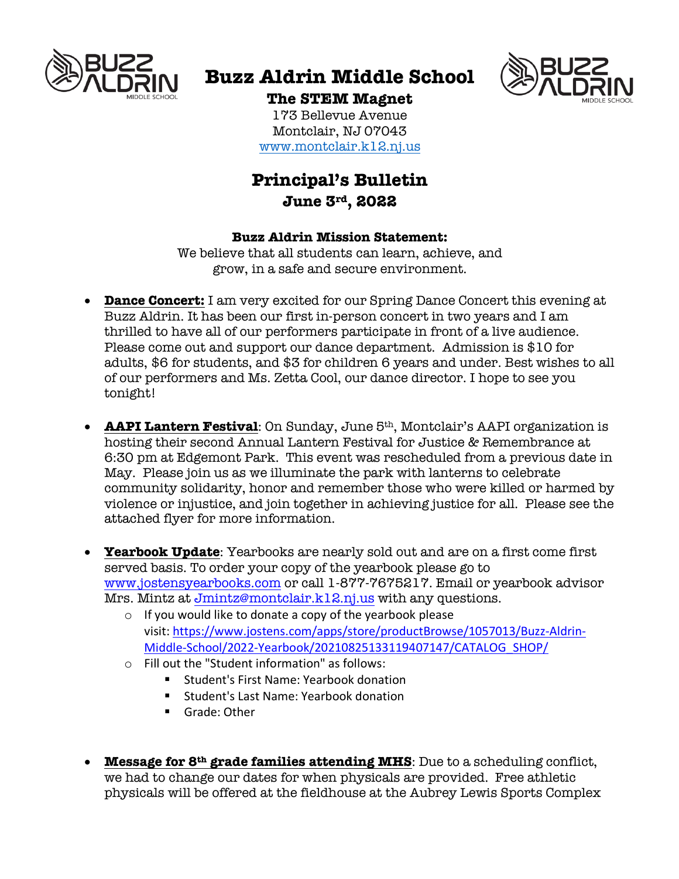# Buzz Aldrin Middle School

**The STEM Magnet**

173 Bellevue Avenue
Montclair, NJ 07043
www.montclair.k12.nj.us

## Principal's Bulletin

### June 3rd, 2022

**Buzz Aldrin Mission Statement:**

We believe that all students can learn, achieve, and grow, in a safe and secure environment.

- **Dance Concert:** I am very excited for our Spring Dance Concert this evening at Buzz Aldrin. It has been our first in-person concert in two years and I am thrilled to have all of our performers participate in front of a live audience. Please come out and support our dance department. Admission is $10 for adults, $6 for students, and $3 for children 6 years and under. Best wishes to all of our performers and Ms. Zetta Cool, our dance director. I hope to see you tonight!

- **AAPI Lantern Festival**: On Sunday, June 5th, Montclair's AAPI organization is hosting their second Annual Lantern Festival for Justice & Remembrance at 6:30 pm at Edgemont Park. This event was rescheduled from a previous date in May. Please join us as we illuminate the park with lanterns to celebrate community solidarity, honor and remember those who were killed or harmed by violence or injustice, and join together in achieving justice for all. Please see the attached flyer for more information.

- **Yearbook Update**: Yearbooks are nearly sold out and are on a first come first served basis. To order your copy of the yearbook please go to www.jostensyearbooks.com or call 1-877-7675217. Email or yearbook advisor Mrs. Mintz at Jmintz@montclair.k12.nj.us with any questions.
  - If you would like to donate a copy of the yearbook please visit: https://www.jostens.com/apps/store/productBrowse/1057013/Buzz-Aldrin-Middle-School/2022-Yearbook/20210825133119407147/CATALOG_SHOP/
  - Fill out the "Student information" as follows:
    - Student's First Name: Yearbook donation
    - Student's Last Name: Yearbook donation
    - Grade: Other

- **Message for 8th grade families attending MHS**: Due to a scheduling conflict, we had to change our dates for when physicals are provided. Free athletic physicals will be offered at the fieldhouse at the Aubrey Lewis Sports Complex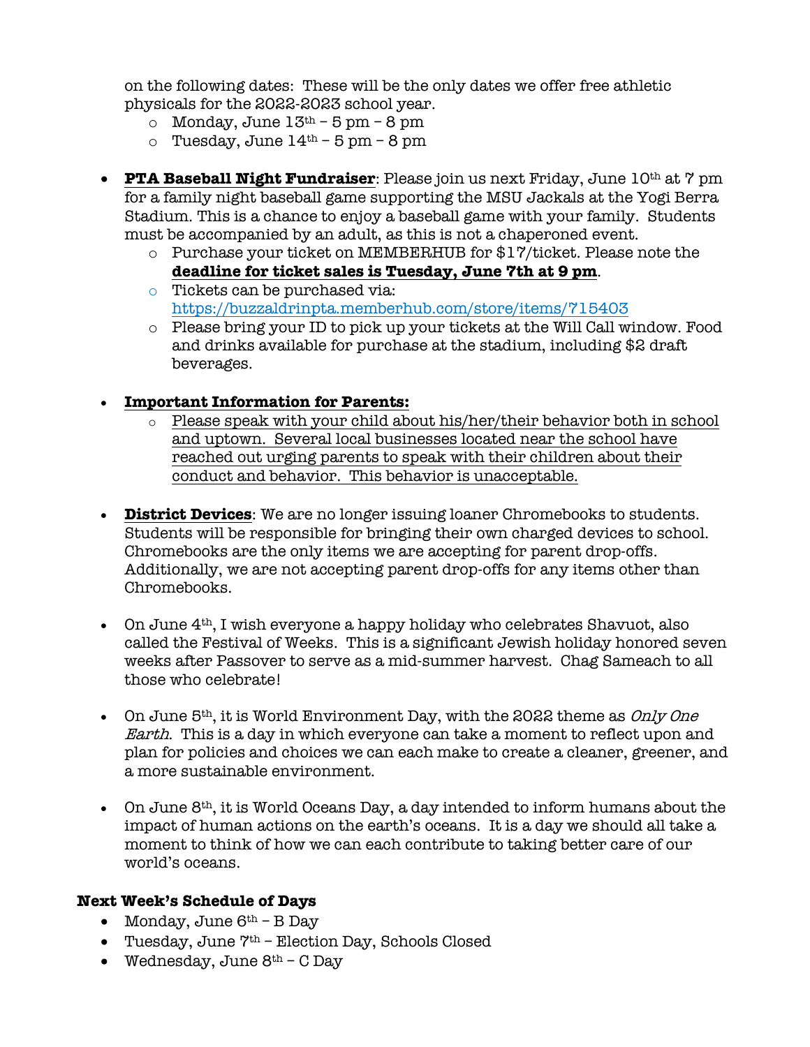on the following dates: These will be the only dates we offer free athletic physicals for the 2022-2023 school year.
  - Monday, June 13th – 5 pm – 8 pm
  - Tuesday, June 14th – 5 pm – 8 pm

- **PTA Baseball Night Fundraiser**: Please join us next Friday, June 10th at 7 pm for a family night baseball game supporting the MSU Jackals at the Yogi Berra Stadium. This is a chance to enjoy a baseball game with your family. Students must be accompanied by an adult, as this is not a chaperoned event.
  - Purchase your ticket on MEMBERHUB for $17/ticket. Please note the **deadline for ticket sales is Tuesday, June 7th at 9 pm**.
  - Tickets can be purchased via: https://buzzaldrinpta.memberhub.com/store/items/715403
  - Please bring your ID to pick up your tickets at the Will Call window. Food and drinks available for purchase at the stadium, including $2 draft beverages.

- **Important Information for Parents:**
  - Please speak with your child about his/her/their behavior both in school and uptown. Several local businesses located near the school have reached out urging parents to speak with their children about their conduct and behavior. This behavior is unacceptable.

- **District Devices**: We are no longer issuing loaner Chromebooks to students. Students will be responsible for bringing their own charged devices to school. Chromebooks are the only items we are accepting for parent drop-offs. Additionally, we are not accepting parent drop-offs for any items other than Chromebooks.

- On June 4th, I wish everyone a happy holiday who celebrates Shavuot, also called the Festival of Weeks. This is a significant Jewish holiday honored seven weeks after Passover to serve as a mid-summer harvest. Chag Sameach to all those who celebrate!

- On June 5th, it is World Environment Day, with the 2022 theme as *Only One Earth*. This is a day in which everyone can take a moment to reflect upon and plan for policies and choices we can each make to create a cleaner, greener, and a more sustainable environment.

- On June 8th, it is World Oceans Day, a day intended to inform humans about the impact of human actions on the earth's oceans. It is a day we should all take a moment to think of how we can each contribute to taking better care of our world's oceans.

### Next Week's Schedule of Days

- Monday, June 6th – B Day
- Tuesday, June 7th – Election Day, Schools Closed
- Wednesday, June 8th – C Day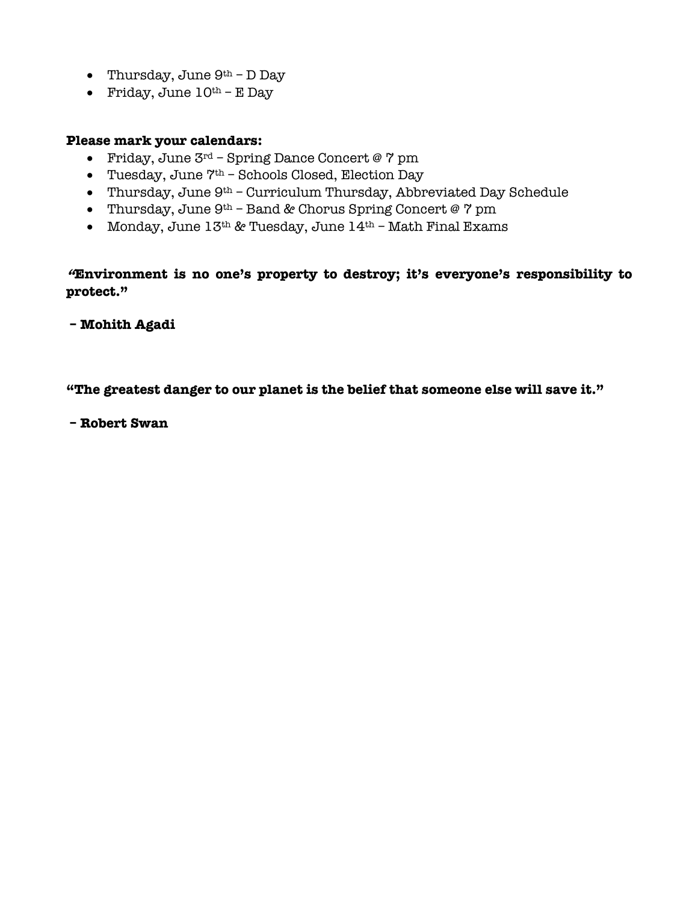- Thursday, June 9th – D Day
- Friday, June 10th – E Day

**Please mark your calendars:**

- Friday, June 3rd – Spring Dance Concert @ 7 pm
- Tuesday, June 7th – Schools Closed, Election Day
- Thursday, June 9th – Curriculum Thursday, Abbreviated Day Schedule
- Thursday, June 9th – Band & Chorus Spring Concert @ 7 pm
- Monday, June 13th & Tuesday, June 14th – Math Final Exams

**"Environment is no one's property to destroy; it's everyone's responsibility to protect."**

**– Mohith Agadi**

**"The greatest danger to our planet is the belief that someone else will save it."**

**– Robert Swan**